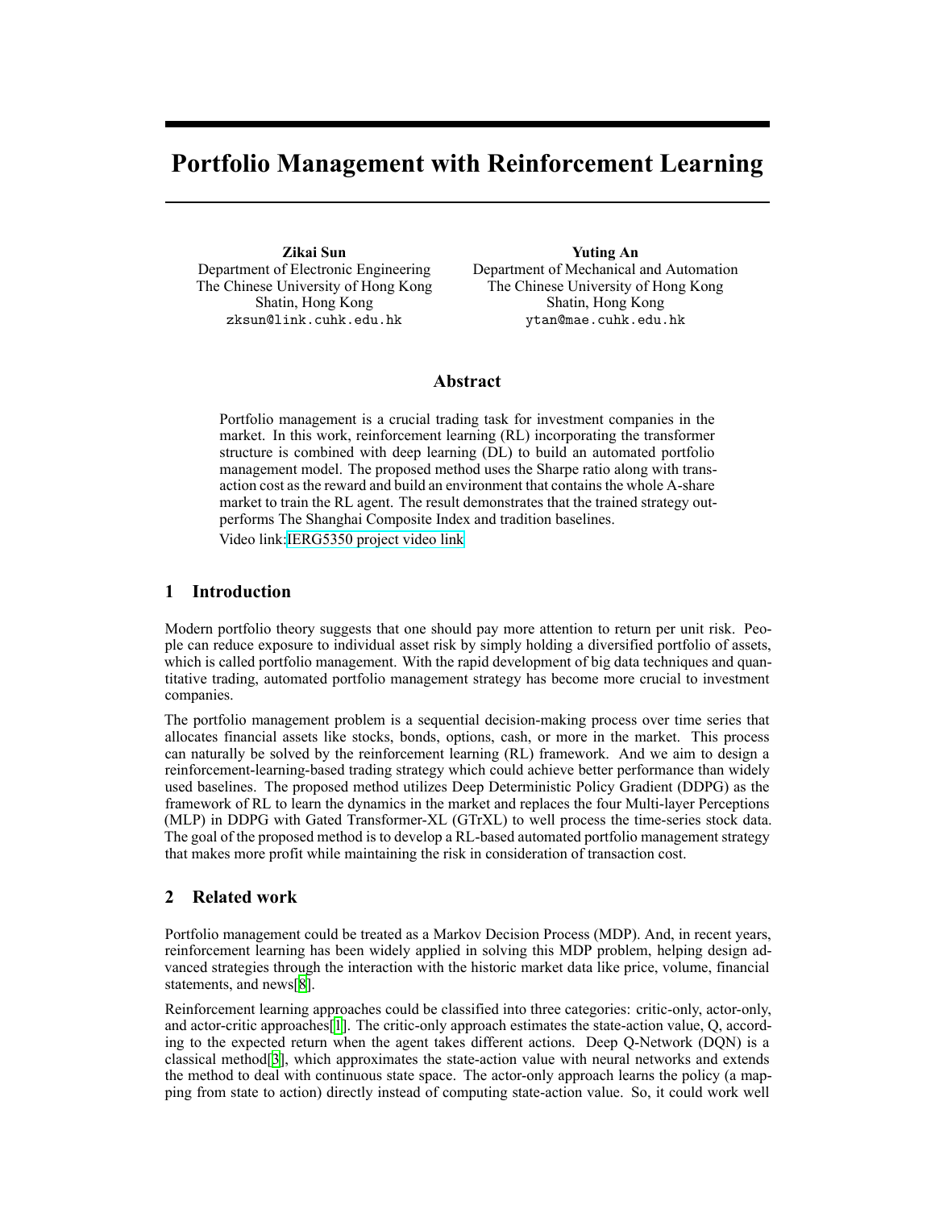# Portfolio Management with Reinforcement Learning

**Zikai Sun**
Department of Electronic Engineering
The Chinese University of Hong Kong
Shatin, Hong Kong
zksun@link.cuhk.edu.hk

**Yuting An**
Department of Mechanical and Automation
The Chinese University of Hong Kong
Shatin, Hong Kong
ytan@mae.cuhk.edu.hk

## Abstract

Portfolio management is a crucial trading task for investment companies in the market. In this work, reinforcement learning (RL) incorporating the transformer structure is combined with deep learning (DL) to build an automated portfolio management model. The proposed method uses the Sharpe ratio along with transaction cost as the reward and build an environment that contains the whole A-share market to train the RL agent. The result demonstrates that the trained strategy outperforms The Shanghai Composite Index and tradition baselines.

Video link:IERG5350 project video link

## 1 Introduction

Modern portfolio theory suggests that one should pay more attention to return per unit risk. People can reduce exposure to individual asset risk by simply holding a diversified portfolio of assets, which is called portfolio management. With the rapid development of big data techniques and quantitative trading, automated portfolio management strategy has become more crucial to investment companies.

The portfolio management problem is a sequential decision-making process over time series that allocates financial assets like stocks, bonds, options, cash, or more in the market. This process can naturally be solved by the reinforcement learning (RL) framework. And we aim to design a reinforcement-learning-based trading strategy which could achieve better performance than widely used baselines. The proposed method utilizes Deep Deterministic Policy Gradient (DDPG) as the framework of RL to learn the dynamics in the market and replaces the four Multi-layer Perceptions (MLP) in DDPG with Gated Transformer-XL (GTrXL) to well process the time-series stock data. The goal of the proposed method is to develop a RL-based automated portfolio management strategy that makes more profit while maintaining the risk in consideration of transaction cost.

## 2 Related work

Portfolio management could be treated as a Markov Decision Process (MDP). And, in recent years, reinforcement learning has been widely applied in solving this MDP problem, helping design advanced strategies through the interaction with the historic market data like price, volume, financial statements, and news[8].

Reinforcement learning approaches could be classified into three categories: critic-only, actor-only, and actor-critic approaches[1]. The critic-only approach estimates the state-action value, Q, according to the expected return when the agent takes different actions. Deep Q-Network (DQN) is a classical method[3], which approximates the state-action value with neural networks and extends the method to deal with continuous state space. The actor-only approach learns the policy (a mapping from state to action) directly instead of computing state-action value. So, it could work well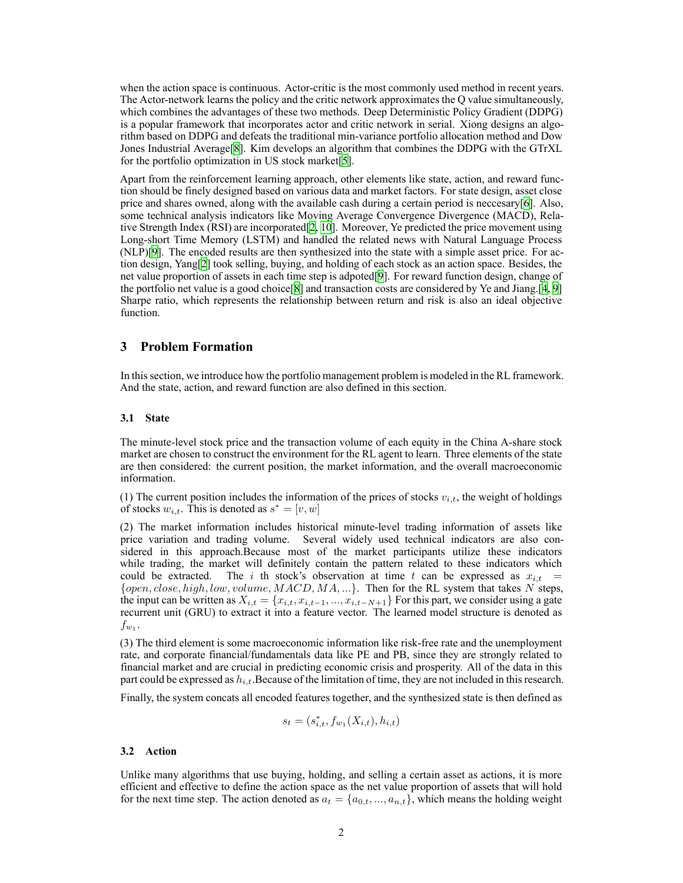when the action space is continuous. Actor-critic is the most commonly used method in recent years. The Actor-network learns the policy and the critic network approximates the Q value simultaneously, which combines the advantages of these two methods. Deep Deterministic Policy Gradient (DDPG) is a popular framework that incorporates actor and critic network in serial. Xiong designs an algorithm based on DDPG and defeats the traditional min-variance portfolio allocation method and Dow Jones Industrial Average[8]. Kim develops an algorithm that combines the DDPG with the GTrXL for the portfolio optimization in US stock market[5].

Apart from the reinforcement learning approach, other elements like state, action, and reward function should be finely designed based on various data and market factors. For state design, asset close price and shares owned, along with the available cash during a certain period is neccesary[6]. Also, some technical analysis indicators like Moving Average Convergence Divergence (MACD), Relative Strength Index (RSI) are incorporated[2, 10]. Moreover, Ye predicted the price movement using Long-short Time Memory (LSTM) and handled the related news with Natural Language Process (NLP)[9]. The encoded results are then synthesized into the state with a simple asset price. For action design, Yang[2] took selling, buying, and holding of each stock as an action space. Besides, the net value proportion of assets in each time step is adpoted[9]. For reward function design, change of the portfolio net value is a good choice[8] and transaction costs are considered by Ye and Jiang.[4, 9] Sharpe ratio, which represents the relationship between return and risk is also an ideal objective function.

## 3 Problem Formation

In this section, we introduce how the portfolio management problem is modeled in the RL framework. And the state, action, and reward function are also defined in this section.

### 3.1 State

The minute-level stock price and the transaction volume of each equity in the China A-share stock market are chosen to construct the environment for the RL agent to learn. Three elements of the state are then considered: the current position, the market information, and the overall macroeconomic information.

(1) The current position includes the information of the prices of stocks $v_{i,t}$, the weight of holdings of stocks $w_{i,t}$. This is denoted as $s^* = [v, w]$

(2) The market information includes historical minute-level trading information of assets like price variation and trading volume. Several widely used technical indicators are also considered in this approach.Because most of the market participants utilize these indicators while trading, the market will definitely contain the pattern related to these indicators which could be extracted. The $i$ th stock's observation at time $t$ can be expressed as $x_{i,t} = \{open, close, high, low, volume, MACD, MA, ...\}$. Then for the RL system that takes $N$ steps, the input can be written as $X_{i,t} = \{x_{i,t}, x_{i,t-1}, ..., x_{i,t-N+1}\}$ For this part, we consider using a gate recurrent unit (GRU) to extract it into a feature vector. The learned model structure is denoted as $f_{w_1}$.

(3) The third element is some macroeconomic information like risk-free rate and the unemployment rate, and corporate financial/fundamentals data like PE and PB, since they are strongly related to financial market and are crucial in predicting economic crisis and prosperity. All of the data in this part could be expressed as $h_{i,t}$.Because of the limitation of time, they are not included in this research.

Finally, the system concats all encoded features together, and the synthesized state is then defined as

$$s_t = (s^*_{i,t}, f_{w_1}(X_{i,t}), h_{i,t})$$

### 3.2 Action

Unlike many algorithms that use buying, holding, and selling a certain asset as actions, it is more efficient and effective to define the action space as the net value proportion of assets that will hold for the next time step. The action denoted as $a_t = \{a_{0,t}, ..., a_{n,t}\}$, which means the holding weight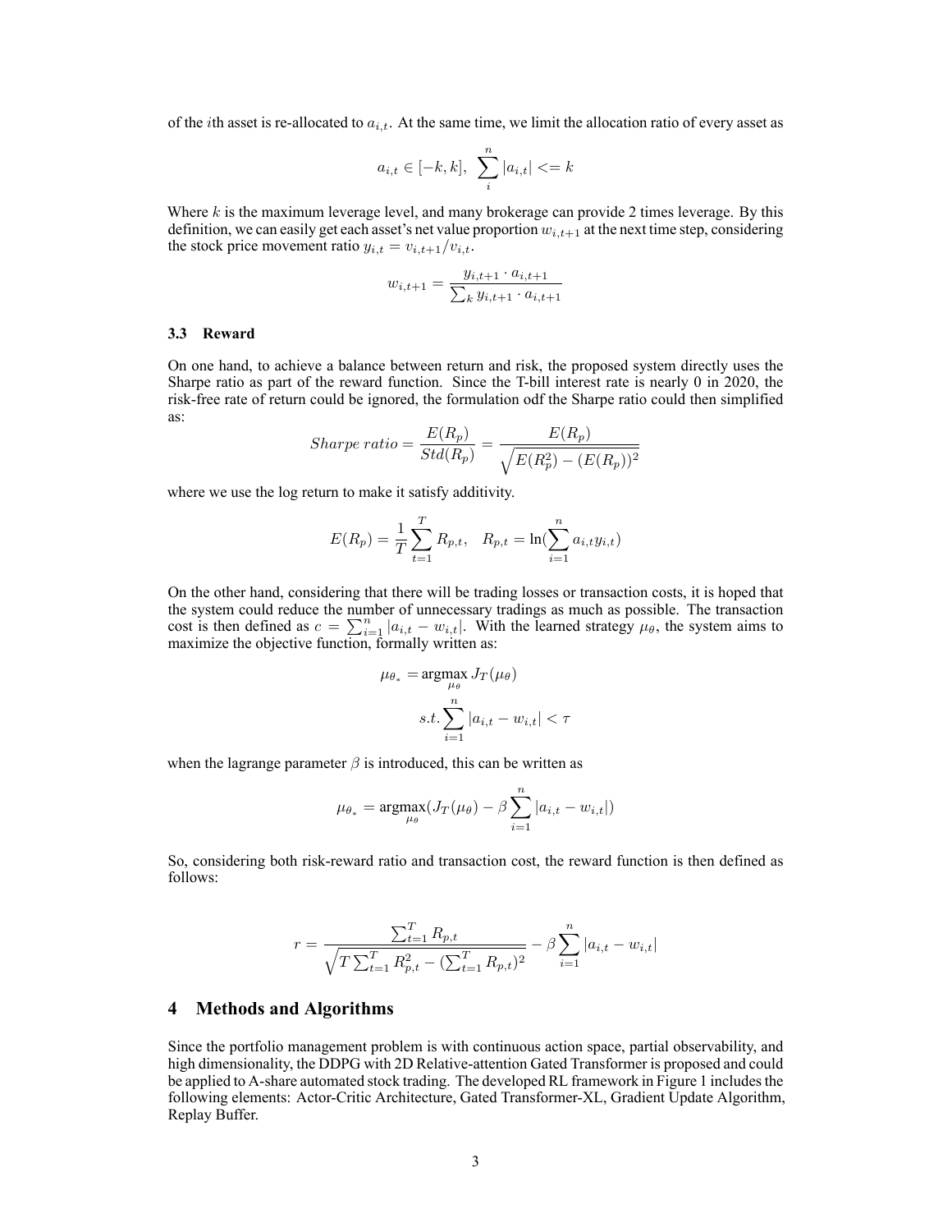of the $i$th asset is re-allocated to $a_{i,t}$. At the same time, we limit the allocation ratio of every asset as

$$a_{i,t} \in [-k, k], \ \sum_{i}^{n} |a_{i,t}| <= k$$

Where $k$ is the maximum leverage level, and many brokerage can provide 2 times leverage. By this definition, we can easily get each asset's net value proportion $w_{i,t+1}$ at the next time step, considering the stock price movement ratio $y_{i,t} = v_{i,t+1}/v_{i,t}$.

$$w_{i,t+1} = \frac{y_{i,t+1} \cdot a_{i,t+1}}{\sum_k y_{i,t+1} \cdot a_{i,t+1}}$$

### 3.3 Reward

On one hand, to achieve a balance between return and risk, the proposed system directly uses the Sharpe ratio as part of the reward function. Since the T-bill interest rate is nearly 0 in 2020, the risk-free rate of return could be ignored, the formulation odf the Sharpe ratio could then simplified as:

$$Sharpe\ ratio = \frac{E(R_p)}{Std(R_p)} = \frac{E(R_p)}{\sqrt{E(R_p^2) - (E(R_p))^2}}$$

where we use the log return to make it satisfy additivity.

$$E(R_p) = \frac{1}{T}\sum_{t=1}^{T} R_{p,t}, \quad R_{p,t} = \ln(\sum_{i=1}^{n} a_{i,t} y_{i,t})$$

On the other hand, considering that there will be trading losses or transaction costs, it is hoped that the system could reduce the number of unnecessary tradings as much as possible. The transaction cost is then defined as $c = \sum_{i=1}^{n} |a_{i,t} - w_{i,t}|$. With the learned strategy $\mu_\theta$, the system aims to maximize the objective function, formally written as:

$$\mu_{\theta_*} = \underset{\mu_\theta}{\operatorname{argmax}}\, J_T(\mu_\theta)$$

$$s.t. \sum_{i=1}^{n} |a_{i,t} - w_{i,t}| < \tau$$

when the lagrange parameter $\beta$ is introduced, this can be written as

$$\mu_{\theta_*} = \underset{\mu_\theta}{\operatorname{argmax}}(J_T(\mu_\theta) - \beta \sum_{i=1}^{n} |a_{i,t} - w_{i,t}|)$$

So, considering both risk-reward ratio and transaction cost, the reward function is then defined as follows:

$$r = \frac{\sum_{t=1}^{T} R_{p,t}}{\sqrt{T\sum_{t=1}^{T} R_{p,t}^2 - (\sum_{t=1}^{T} R_{p,t})^2}} - \beta \sum_{i=1}^{n} |a_{i,t} - w_{i,t}|$$

## 4 Methods and Algorithms

Since the portfolio management problem is with continuous action space, partial observability, and high dimensionality, the DDPG with 2D Relative-attention Gated Transformer is proposed and could be applied to A-share automated stock trading. The developed RL framework in Figure 1 includes the following elements: Actor-Critic Architecture, Gated Transformer-XL, Gradient Update Algorithm, Replay Buffer.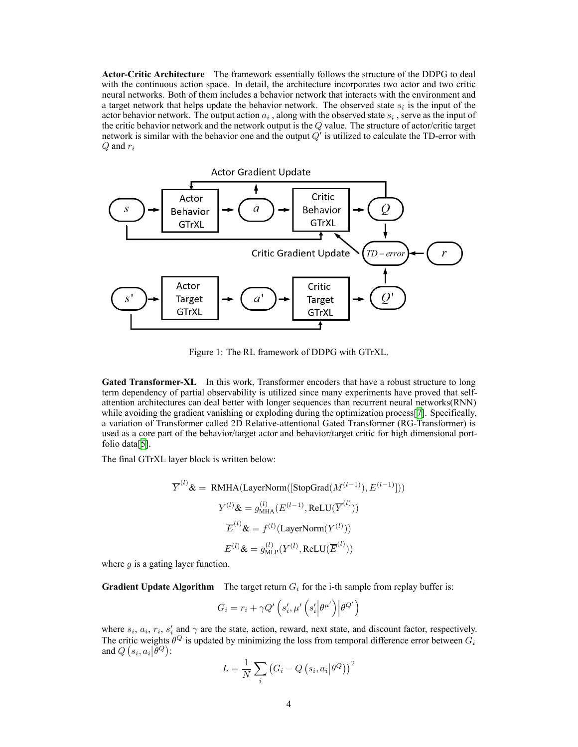**Actor-Critic Architecture** The framework essentially follows the structure of the DDPG to deal with the continuous action space. In detail, the architecture incorporates two actor and two critic neural networks. Both of them includes a behavior network that interacts with the environment and a target network that helps update the behavior network. The observed state $s_i$ is the input of the actor behavior network. The output action $a_i$ , along with the observed state $s_i$ , serve as the input of the critic behavior network and the network output is the $Q$ value. The structure of actor/critic target network is similar with the behavior one and the output $Q'$ is utilized to calculate the TD-error with $Q$ and $r_i$

Figure 1: The RL framework of DDPG with GTrXL.

**Gated Transformer-XL** In this work, Transformer encoders that have a robust structure to long term dependency of partial observability is utilized since many experiments have proved that self-attention architectures can deal better with longer sequences than recurrent neural networks(RNN) while avoiding the gradient vanishing or exploding during the optimization process[7]. Specifically, a variation of Transformer called 2D Relative-attentional Gated Transformer (RG-Transformer) is used as a core part of the behavior/target actor and behavior/target critic for high dimensional portfolio data[5].

The final GTrXL layer block is written below:

$$
\begin{aligned}
\overline{Y}^{(l)} &= \text{RMHA}(\text{LayerNorm}([\text{StopGrad}(M^{(l-1)}), E^{(l-1)}])) \\
Y^{(l)} &= g^{(l)}_{\text{MHA}}(E^{(l-1)}, \text{ReLU}(\overline{Y}^{(l)})) \\
\overline{E}^{(l)} &= f^{(l)}(\text{LayerNorm}(Y^{(l)})) \\
E^{(l)} &= g^{(l)}_{\text{MLP}}(Y^{(l)}, \text{ReLU}(\overline{E}^{(l)}))
\end{aligned}
$$

where $g$ is a gating layer function.

**Gradient Update Algorithm** The target return $G_i$ for the i-th sample from replay buffer is:

$$
G_i = r_i + \gamma Q'\left(s_i', \mu'\left(s_i' \middle| \theta^{\mu'}\right) \middle| \theta^{Q'}\right)
$$

where $s_i$, $a_i$, $r_i$, $s_i'$ and $\gamma$ are the state, action, reward, next state, and discount factor, respectively. The critic weights $\theta^Q$ is updated by minimizing the loss from temporal difference error between $G_i$ and $Q\left(s_i, a_i \middle| \theta^Q\right)$:

$$
L = \frac{1}{N} \sum_i \left(G_i - Q\left(s_i, a_i \middle| \theta^Q\right)\right)^2
$$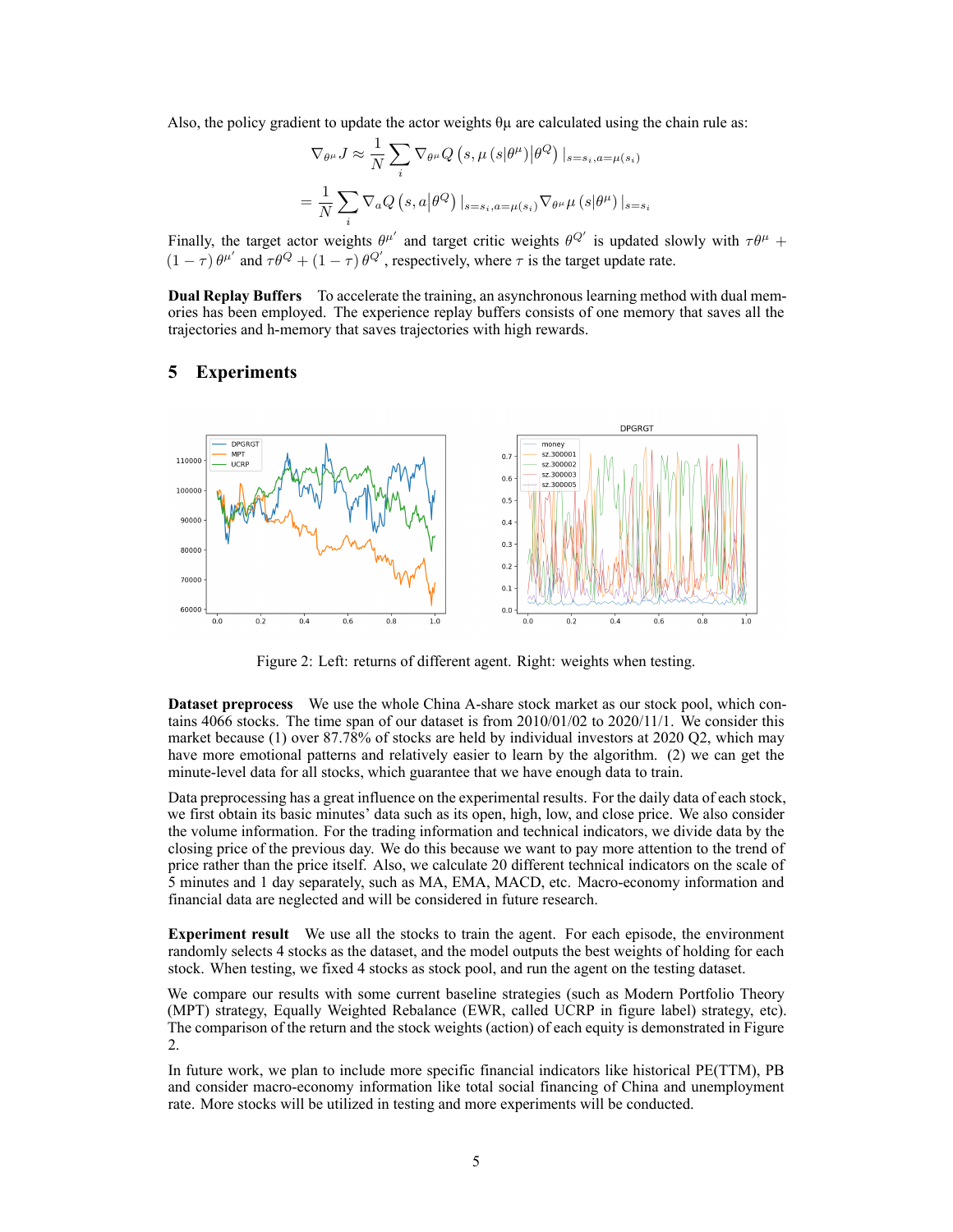Also, the policy gradient to update the actor weights θμ are calculated using the chain rule as:

$$\nabla_{\theta^\mu} J \approx \frac{1}{N} \sum_i \nabla_{\theta^\mu} Q\left(s, \mu\left(s|\theta^\mu\right)\middle|\theta^Q\right) |_{s=s_i, a=\mu(s_i)}$$

$$= \frac{1}{N} \sum_i \nabla_a Q\left(s, a\middle|\theta^Q\right) |_{s=s_i, a=\mu(s_i)} \nabla_{\theta^\mu} \mu\left(s|\theta^\mu\right) |_{s=s_i}$$

Finally, the target actor weights $\theta^{\mu'}$ and target critic weights $\theta^{Q'}$ is updated slowly with $\tau\theta^\mu + (1-\tau)\,\theta^{\mu'}$ and $\tau\theta^Q + (1-\tau)\,\theta^{Q'}$, respectively, where $\tau$ is the target update rate.

**Dual Replay Buffers** To accelerate the training, an asynchronous learning method with dual memories has been employed. The experience replay buffers consists of one memory that saves all the trajectories and h-memory that saves trajectories with high rewards.

# 5 Experiments

Figure 2: Left: returns of different agent. Right: weights when testing.

**Dataset preprocess** We use the whole China A-share stock market as our stock pool, which contains 4066 stocks. The time span of our dataset is from 2010/01/02 to 2020/11/1. We consider this market because (1) over 87.78% of stocks are held by individual investors at 2020 Q2, which may have more emotional patterns and relatively easier to learn by the algorithm. (2) we can get the minute-level data for all stocks, which guarantee that we have enough data to train.

Data preprocessing has a great influence on the experimental results. For the daily data of each stock, we first obtain its basic minutes' data such as its open, high, low, and close price. We also consider the volume information. For the trading information and technical indicators, we divide data by the closing price of the previous day. We do this because we want to pay more attention to the trend of price rather than the price itself. Also, we calculate 20 different technical indicators on the scale of 5 minutes and 1 day separately, such as MA, EMA, MACD, etc. Macro-economy information and financial data are neglected and will be considered in future research.

**Experiment result** We use all the stocks to train the agent. For each episode, the environment randomly selects 4 stocks as the dataset, and the model outputs the best weights of holding for each stock. When testing, we fixed 4 stocks as stock pool, and run the agent on the testing dataset.

We compare our results with some current baseline strategies (such as Modern Portfolio Theory (MPT) strategy, Equally Weighted Rebalance (EWR, called UCRP in figure label) strategy, etc). The comparison of the return and the stock weights (action) of each equity is demonstrated in Figure 2.

In future work, we plan to include more specific financial indicators like historical PE(TTM), PB and consider macro-economy information like total social financing of China and unemployment rate. More stocks will be utilized in testing and more experiments will be conducted.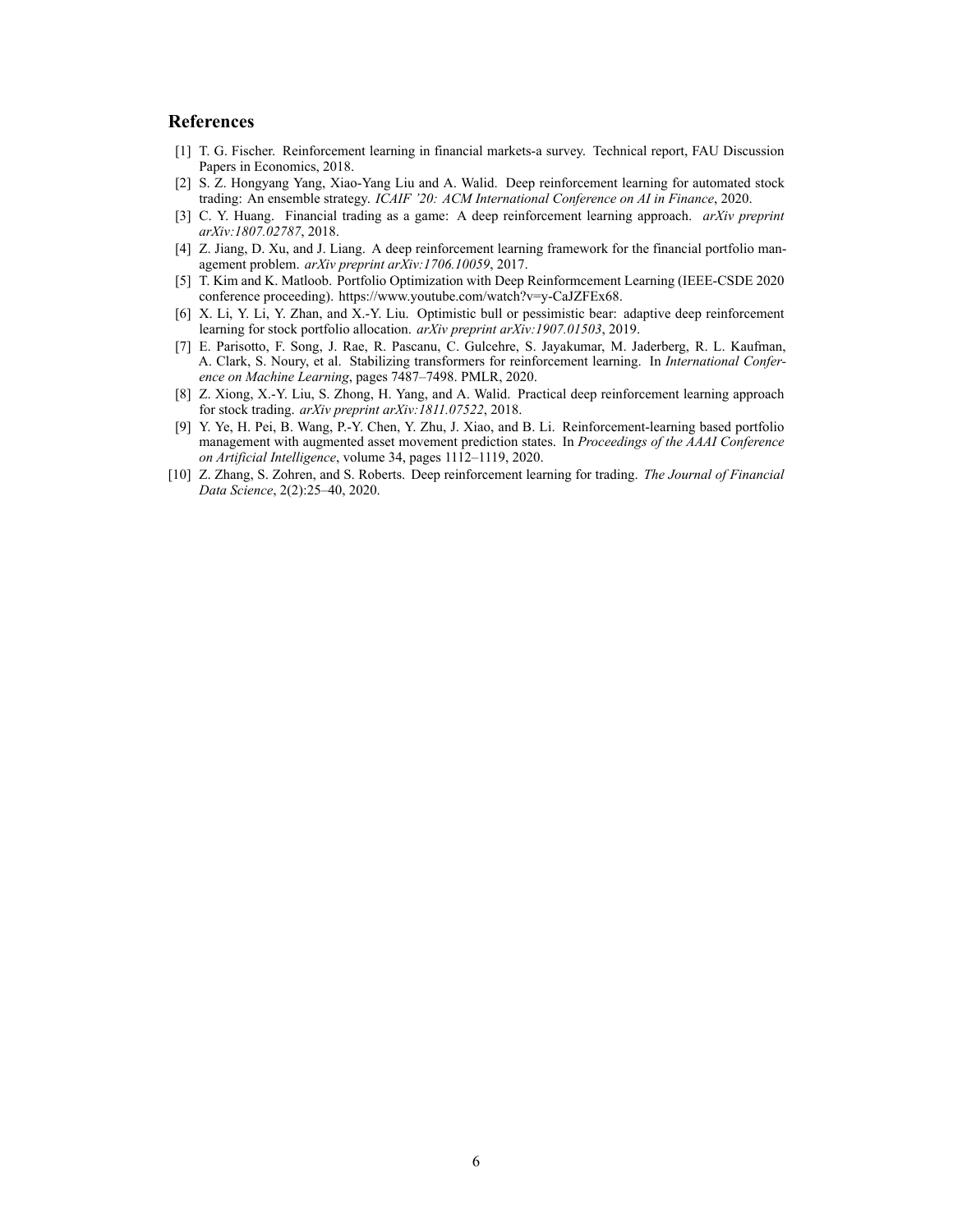## References

[1] T. G. Fischer. Reinforcement learning in financial markets-a survey. Technical report, FAU Discussion Papers in Economics, 2018.

[2] S. Z. Hongyang Yang, Xiao-Yang Liu and A. Walid. Deep reinforcement learning for automated stock trading: An ensemble strategy. *ICAIF '20: ACM International Conference on AI in Finance*, 2020.

[3] C. Y. Huang. Financial trading as a game: A deep reinforcement learning approach. *arXiv preprint arXiv:1807.02787*, 2018.

[4] Z. Jiang, D. Xu, and J. Liang. A deep reinforcement learning framework for the financial portfolio management problem. *arXiv preprint arXiv:1706.10059*, 2017.

[5] T. Kim and K. Matloob. Portfolio Optimization with Deep Reinformcement Learning (IEEE-CSDE 2020 conference proceeding). https://www.youtube.com/watch?v=y-CaJZFEx68.

[6] X. Li, Y. Li, Y. Zhan, and X.-Y. Liu. Optimistic bull or pessimistic bear: adaptive deep reinforcement learning for stock portfolio allocation. *arXiv preprint arXiv:1907.01503*, 2019.

[7] E. Parisotto, F. Song, J. Rae, R. Pascanu, C. Gulcehre, S. Jayakumar, M. Jaderberg, R. L. Kaufman, A. Clark, S. Noury, et al. Stabilizing transformers for reinforcement learning. In *International Conference on Machine Learning*, pages 7487–7498. PMLR, 2020.

[8] Z. Xiong, X.-Y. Liu, S. Zhong, H. Yang, and A. Walid. Practical deep reinforcement learning approach for stock trading. *arXiv preprint arXiv:1811.07522*, 2018.

[9] Y. Ye, H. Pei, B. Wang, P.-Y. Chen, Y. Zhu, J. Xiao, and B. Li. Reinforcement-learning based portfolio management with augmented asset movement prediction states. In *Proceedings of the AAAI Conference on Artificial Intelligence*, volume 34, pages 1112–1119, 2020.

[10] Z. Zhang, S. Zohren, and S. Roberts. Deep reinforcement learning for trading. *The Journal of Financial Data Science*, 2(2):25–40, 2020.